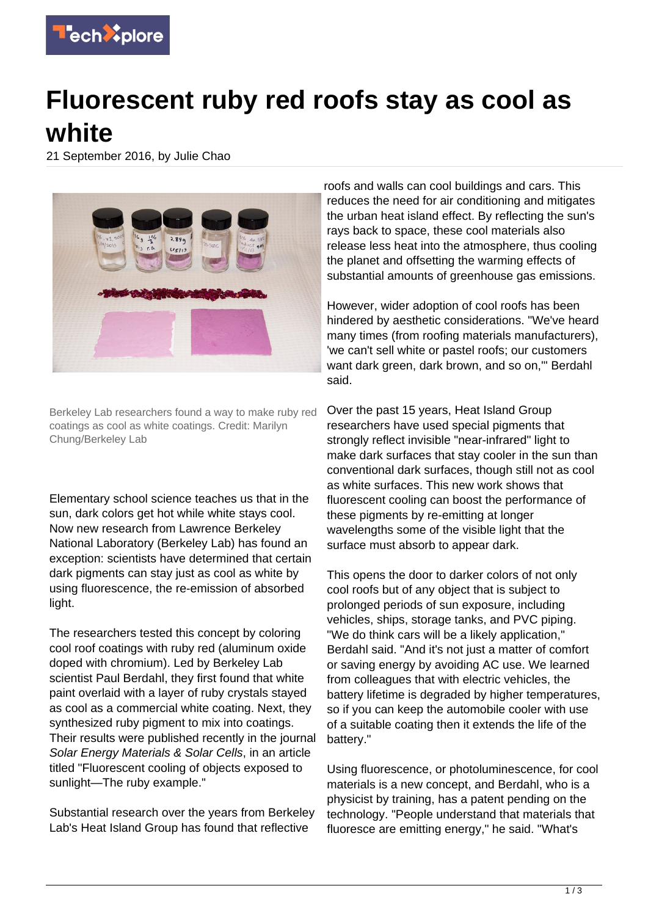# Fluorescent ruby red roofs stay as cool as white

21 September 2016, by Julie Chao

Berkeley Lab researchers found a way to make ruby red coatings as cool as white coatings. Credit: Marilyn Chung/Berkeley Lab

Elementary school science teaches us that in the sun, dark colors get hot while white stays cool. Now new research from Lawrence Berkeley National Laboratory (Berkeley Lab) has found an exception: scientists have determined that certain dark pigments can stay just as cool as white by using fluorescence, the re-emission of absorbed light.

The researchers tested this concept by coloring cool roof coatings with ruby red (aluminum oxide doped with chromium). Led by Berkeley Lab scientist Paul Berdahl, they first found that white paint overlaid with a layer of ruby crystals stayed as cool as a commercial white coating. Next, they synthesized ruby pigment to mix into coatings. Their results were published recently in the journal *Solar Energy Materials & Solar Cells*, in an article titled "Fluorescent cooling of objects exposed to sunlight—The ruby example."

Substantial research over the years from Berkeley Lab's Heat Island Group has found that reflective roofs and walls can cool buildings and cars. This reduces the need for air conditioning and mitigates the urban heat island effect. By reflecting the sun's rays back to space, these cool materials also release less heat into the atmosphere, thus cooling the planet and offsetting the warming effects of substantial amounts of greenhouse gas emissions.

However, wider adoption of cool roofs has been hindered by aesthetic considerations. "We've heard many times (from roofing materials manufacturers), 'we can't sell white or pastel roofs; our customers want dark green, dark brown, and so on,'" Berdahl said.

Over the past 15 years, Heat Island Group researchers have used special pigments that strongly reflect invisible "near-infrared" light to make dark surfaces that stay cooler in the sun than conventional dark surfaces, though still not as cool as white surfaces. This new work shows that fluorescent cooling can boost the performance of these pigments by re-emitting at longer wavelengths some of the visible light that the surface must absorb to appear dark.

This opens the door to darker colors of not only cool roofs but of any object that is subject to prolonged periods of sun exposure, including vehicles, ships, storage tanks, and PVC piping. "We do think cars will be a likely application," Berdahl said. "And it's not just a matter of comfort or saving energy by avoiding AC use. We learned from colleagues that with electric vehicles, the battery lifetime is degraded by higher temperatures, so if you can keep the automobile cooler with use of a suitable coating then it extends the life of the battery."

Using fluorescence, or photoluminescence, for cool materials is a new concept, and Berdahl, who is a physicist by training, has a patent pending on the technology. "People understand that materials that fluoresce are emitting energy," he said. "What's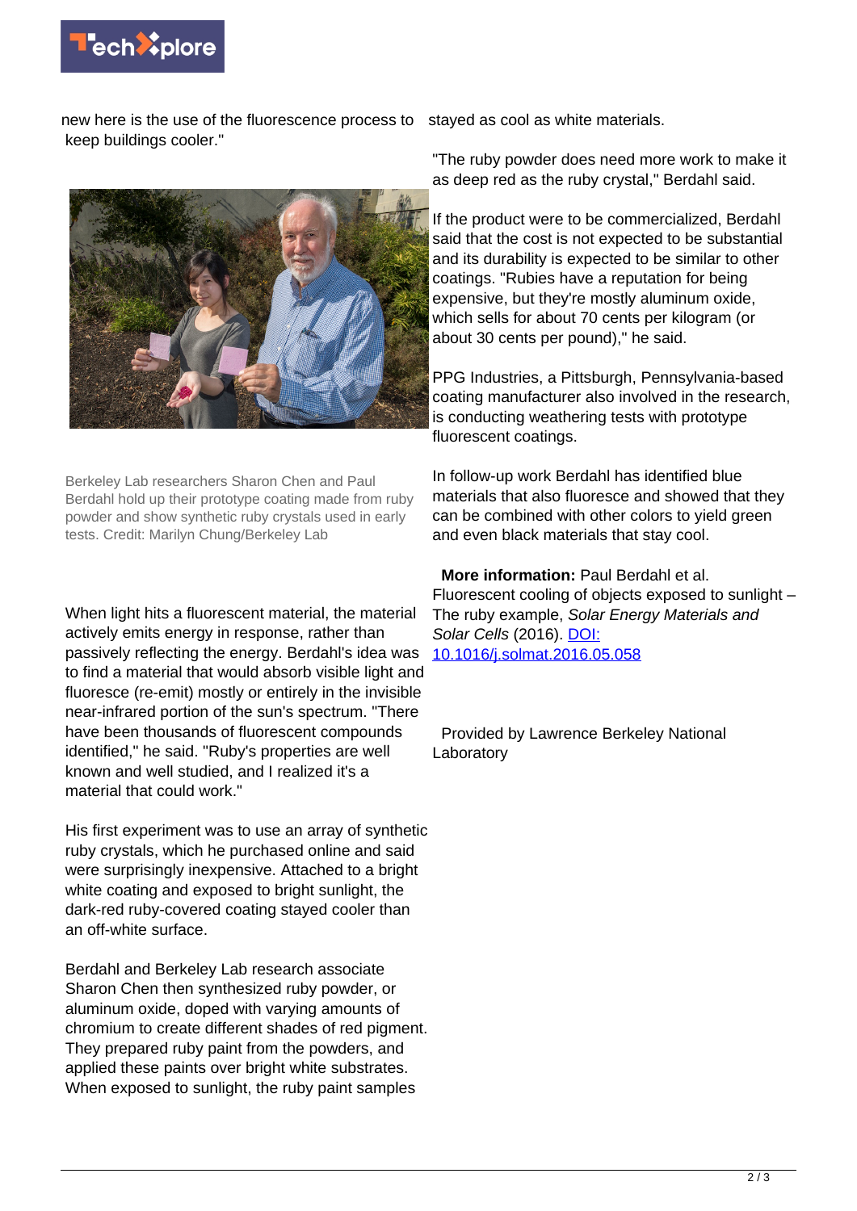new here is the use of the fluorescence process to keep buildings cooler."

Berkeley Lab researchers Sharon Chen and Paul Berdahl hold up their prototype coating made from ruby powder and show synthetic ruby crystals used in early tests. Credit: Marilyn Chung/Berkeley Lab

When light hits a fluorescent material, the material actively emits energy in response, rather than passively reflecting the energy. Berdahl's idea was to find a material that would absorb visible light and fluoresce (re-emit) mostly or entirely in the invisible near-infrared portion of the sun's spectrum. "There have been thousands of fluorescent compounds identified," he said. "Ruby's properties are well known and well studied, and I realized it's a material that could work."

His first experiment was to use an array of synthetic ruby crystals, which he purchased online and said were surprisingly inexpensive. Attached to a bright white coating and exposed to bright sunlight, the dark-red ruby-covered coating stayed cooler than an off-white surface.

Berdahl and Berkeley Lab research associate Sharon Chen then synthesized ruby powder, or aluminum oxide, doped with varying amounts of chromium to create different shades of red pigment. They prepared ruby paint from the powders, and applied these paints over bright white substrates. When exposed to sunlight, the ruby paint samples stayed as cool as white materials.

"The ruby powder does need more work to make it as deep red as the ruby crystal," Berdahl said.

If the product were to be commercialized, Berdahl said that the cost is not expected to be substantial and its durability is expected to be similar to other coatings. "Rubies have a reputation for being expensive, but they're mostly aluminum oxide, which sells for about 70 cents per kilogram (or about 30 cents per pound)," he said.

PPG Industries, a Pittsburgh, Pennsylvania-based coating manufacturer also involved in the research, is conducting weathering tests with prototype fluorescent coatings.

In follow-up work Berdahl has identified blue materials that also fluoresce and showed that they can be combined with other colors to yield green and even black materials that stay cool.

**More information:** Paul Berdahl et al. Fluorescent cooling of objects exposed to sunlight – The ruby example, *Solar Energy Materials and Solar Cells* (2016). DOI: 10.1016/j.solmat.2016.05.058

Provided by Lawrence Berkeley National Laboratory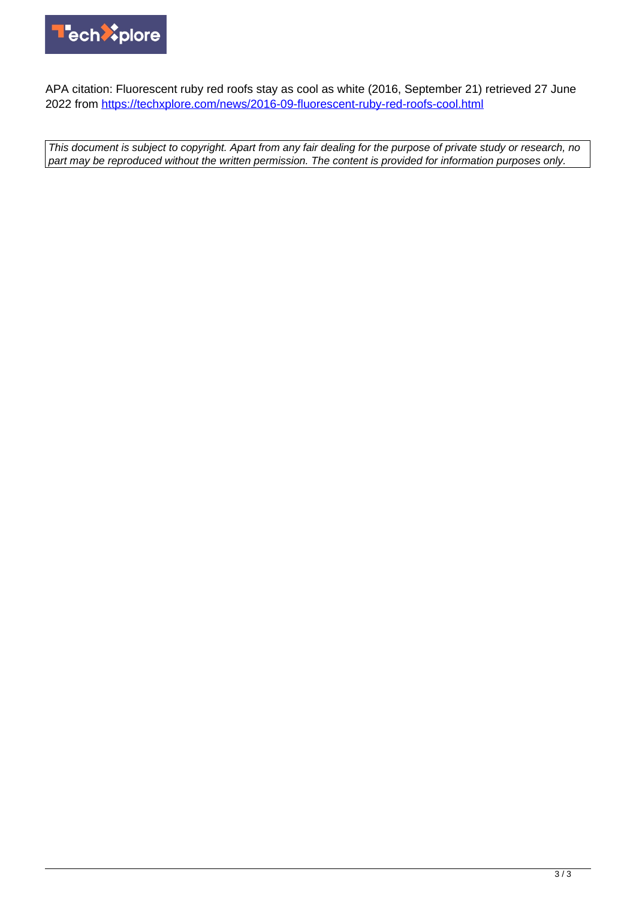APA citation: Fluorescent ruby red roofs stay as cool as white (2016, September 21) retrieved 27 June 2022 from https://techxplore.com/news/2016-09-fluorescent-ruby-red-roofs-cool.html

*This document is subject to copyright. Apart from any fair dealing for the purpose of private study or research, no part may be reproduced without the written permission. The content is provided for information purposes only.*